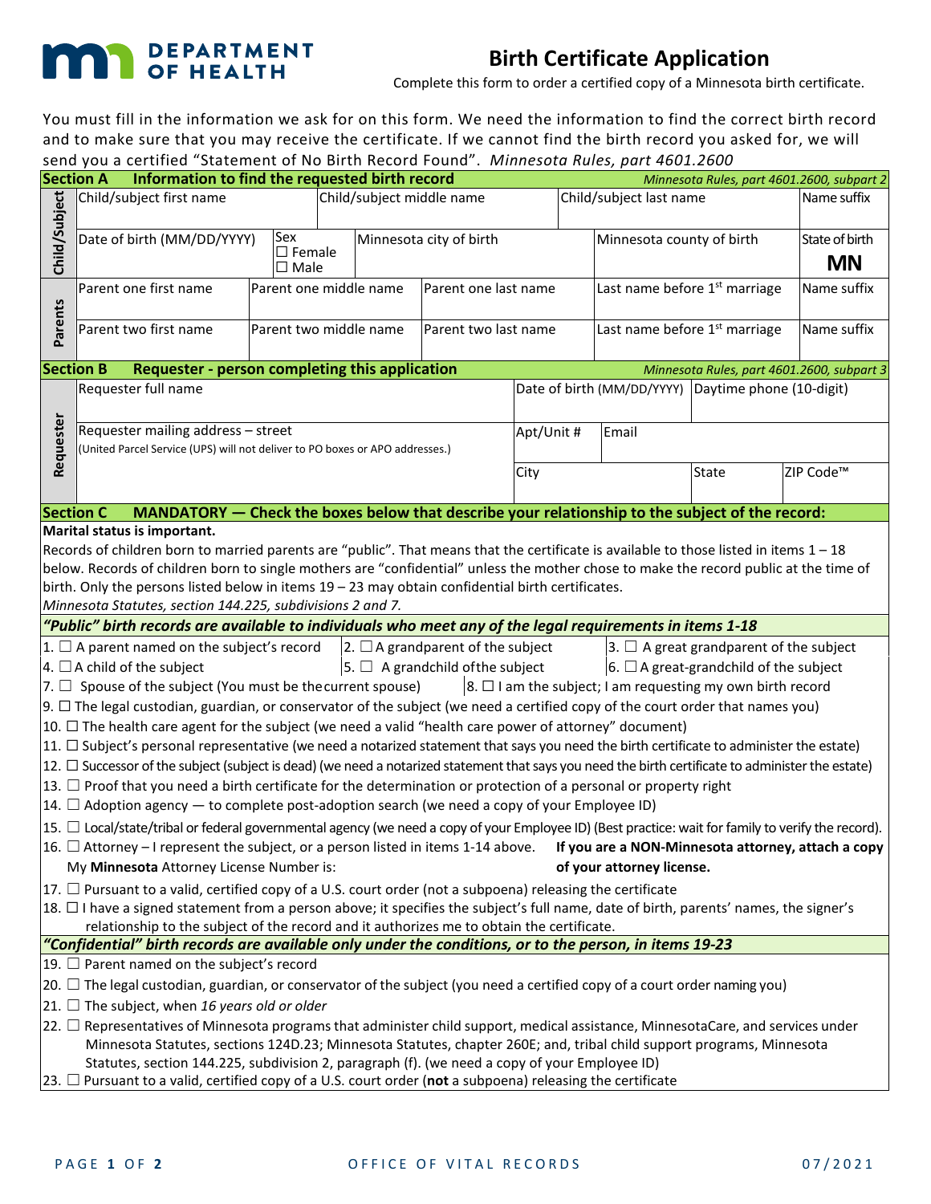**MN DEPARTMENT OF HEALTH**

# Birth Certificate Application

Complete this form to order a certified copy of a Minnesota birth certificate.

You must fill in the information we ask for on this form. We need the information to find the correct birth record and to make sure that you may receive the certificate. If we cannot find the birth record you asked for, we will send you a certified "Statement of No Birth Record Found". *Minnesota Rules, part 4601.2600*

## Section A Information to find the requested birth record

*Minnesota Rules, part 4601.2600, subpart 2*

**Child/Subject**

| Child/subject first name | Child/subject middle name | Child/subject last name | Name suffix |
|---|---|---|---|
| | | | |

| Date of birth (MM/DD/YYYY) | Sex ☐ Female ☐ Male | Minnesota city of birth | Minnesota county of birth | State of birth **MN** |
|---|---|---|---|---|
| | | | | |

**Parents**

| Parent one first name | Parent one middle name | Parent one last name | Last name before 1st marriage | Name suffix |
|---|---|---|---|---|
| Parent two first name | Parent two middle name | Parent two last name | Last name before 1st marriage | Name suffix |

## Section B Requester - person completing this application

*Minnesota Rules, part 4601.2600, subpart 3*

**Requester**

| Requester full name | Date of birth (MM/DD/YYYY) | Daytime phone (10-digit) |
|---|---|---|
| | | |

| Requester mailing address – street (United Parcel Service (UPS) will not deliver to PO boxes or APO addresses.) | Apt/Unit # | Email | | |
|---|---|---|---|---|
| | City | | State | ZIP Code™ |

## Section C MANDATORY — Check the boxes below that describe your relationship to the subject of the record:

**Marital status is important.**

Records of children born to married parents are "public". That means that the certificate is available to those listed in items 1 – 18 below. Records of children born to single mothers are "confidential" unless the mother chose to make the record public at the time of birth. Only the persons listed below in items 19 – 23 may obtain confidential birth certificates.
*Minnesota Statutes, section 144.225, subdivisions 2 and 7.*

### *"Public" birth records are available to individuals who meet any of the legal requirements in items 1-18*

1. ☐ A parent named on the subject's record
2. ☐ A grandparent of the subject
3. ☐ A great grandparent of the subject
4. ☐ A child of the subject
5. ☐ A grandchild of the subject
6. ☐ A great-grandchild of the subject
7. ☐ Spouse of the subject (You must be the current spouse)
8. ☐ I am the subject; I am requesting my own birth record
9. ☐ The legal custodian, guardian, or conservator of the subject (we need a certified copy of the court order that names you)
10. ☐ The health care agent for the subject (we need a valid "health care power of attorney" document)
11. ☐ Subject's personal representative (we need a notarized statement that says you need the birth certificate to administer the estate)
12. ☐ Successor of the subject (subject is dead) (we need a notarized statement that says you need the birth certificate to administer the estate)
13. ☐ Proof that you need a birth certificate for the determination or protection of a personal or property right
14. ☐ Adoption agency — to complete post-adoption search (we need a copy of your Employee ID)
15. ☐ Local/state/tribal or federal governmental agency (we need a copy of your Employee ID) (Best practice: wait for family to verify the record).
16. ☐ Attorney – I represent the subject, or a person listed in items 1-14 above. My **Minnesota** Attorney License Number is: **If you are a NON-Minnesota attorney, attach a copy of your attorney license.**
17. ☐ Pursuant to a valid, certified copy of a U.S. court order (not a subpoena) releasing the certificate
18. ☐ I have a signed statement from a person above; it specifies the subject's full name, date of birth, parents' names, the signer's relationship to the subject of the record and it authorizes me to obtain the certificate.

### *"Confidential" birth records are available only under the conditions, or to the person, in items 19-23*

19. ☐ Parent named on the subject's record
20. ☐ The legal custodian, guardian, or conservator of the subject (you need a certified copy of a court order naming you)
21. ☐ The subject, when *16 years old or older*
22. ☐ Representatives of Minnesota programs that administer child support, medical assistance, MinnesotaCare, and services under Minnesota Statutes, sections 124D.23; Minnesota Statutes, chapter 260E; and, tribal child support programs, Minnesota Statutes, section 144.225, subdivision 2, paragraph (f). (we need a copy of your Employee ID)
23. ☐ Pursuant to a valid, certified copy of a U.S. court order (**not** a subpoena) releasing the certificate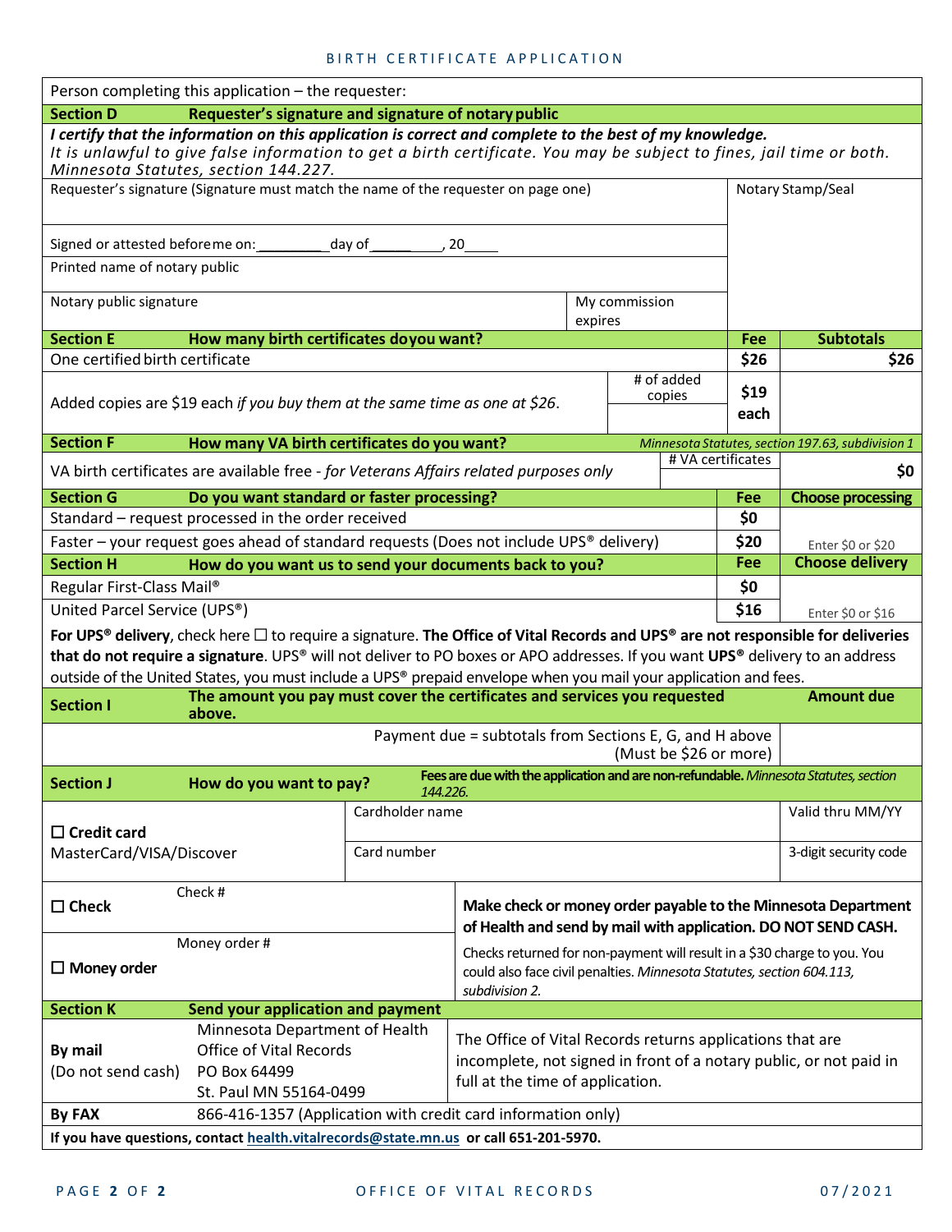# BIRTH CERTIFICATE APPLICATION

Person completing this application – the requester:

## Section D Requester's signature and signature of notary public

***I certify that the information on this application is correct and complete to the best of my knowledge.***
*It is unlawful to give false information to get a birth certificate. You may be subject to fines, jail time or both. Minnesota Statutes, section 144.227.*

| | | |
|---|---|---|
| Requester's signature (Signature must match the name of the requester on page one) | | Notary Stamp/Seal |
| Signed or attested before me on: _________ day of __________, 20____ | | |
| Printed name of notary public | | |
| Notary public signature | My commission expires | |

## Section E How many birth certificates do you want?

| | | Fee | Subtotals |
|---|---|---|---|
| One certified birth certificate | | $26 | $26 |
| Added copies are $19 each *if you buy them at the same time as one at $26*. | # of added copies | $19 each | |

## Section F How many VA birth certificates do you want?

*Minnesota Statutes, section 197.63, subdivision 1*

| | | |
|---|---|---|
| VA birth certificates are available free - *for Veterans Affairs related purposes only* | # VA certificates | $0 |

## Section G Do you want standard or faster processing?

| | Fee | Choose processing |
|---|---|---|
| Standard – request processed in the order received | $0 | |
| Faster – your request goes ahead of standard requests (Does not include UPS® delivery) | $20 | Enter $0 or $20 |

## Section H How do you want us to send your documents back to you?

| | Fee | Choose delivery |
|---|---|---|
| Regular First-Class Mail® | $0 | |
| United Parcel Service (UPS®) | $16 | Enter $0 or $16 |

**For UPS® delivery**, check here ☐ to require a signature. **The Office of Vital Records and UPS® are not responsible for deliveries that do not require a signature**. UPS® will not deliver to PO boxes or APO addresses. If you want **UPS®** delivery to an address outside of the United States, you must include a UPS® prepaid envelope when you mail your application and fees.

## Section I The amount you pay must cover the certificates and services you requested above.

| | Amount due |
|---|---|
| Payment due = subtotals from Sections E, G, and H above (Must be $26 or more) | |

## Section J How do you want to pay?

**Fees are due with the application and are non-refundable.** *Minnesota Statutes, section 144.226.*

| | | |
|---|---|---|
| ☐ **Credit card** MasterCard/VISA/Discover | Cardholder name | Valid thru MM/YY |
| | Card number | 3-digit security code |

| | |
|---|---|
| ☐ **Check** Check # | **Make check or money order payable to the Minnesota Department of Health and send by mail with application. DO NOT SEND CASH.** |
| ☐ **Money order** Money order # | Checks returned for non-payment will result in a $30 charge to you. You could also face civil penalties. *Minnesota Statutes, section 604.113, subdivision 2.* |

## Section K Send your application and payment

| | | |
|---|---|---|
| **By mail** (Do not send cash) | Minnesota Department of Health<br>Office of Vital Records<br>PO Box 64499<br>St. Paul MN 55164-0499 | The Office of Vital Records returns applications that are incomplete, not signed in front of a notary public, or not paid in full at the time of application. |
| **By FAX** | 866-416-1357 (Application with credit card information only) | |

**If you have questions, contact health.vitalrecords@state.mn.us or call 651-201-5970.**

OFFICE OF VITAL RECORDS 07/2021